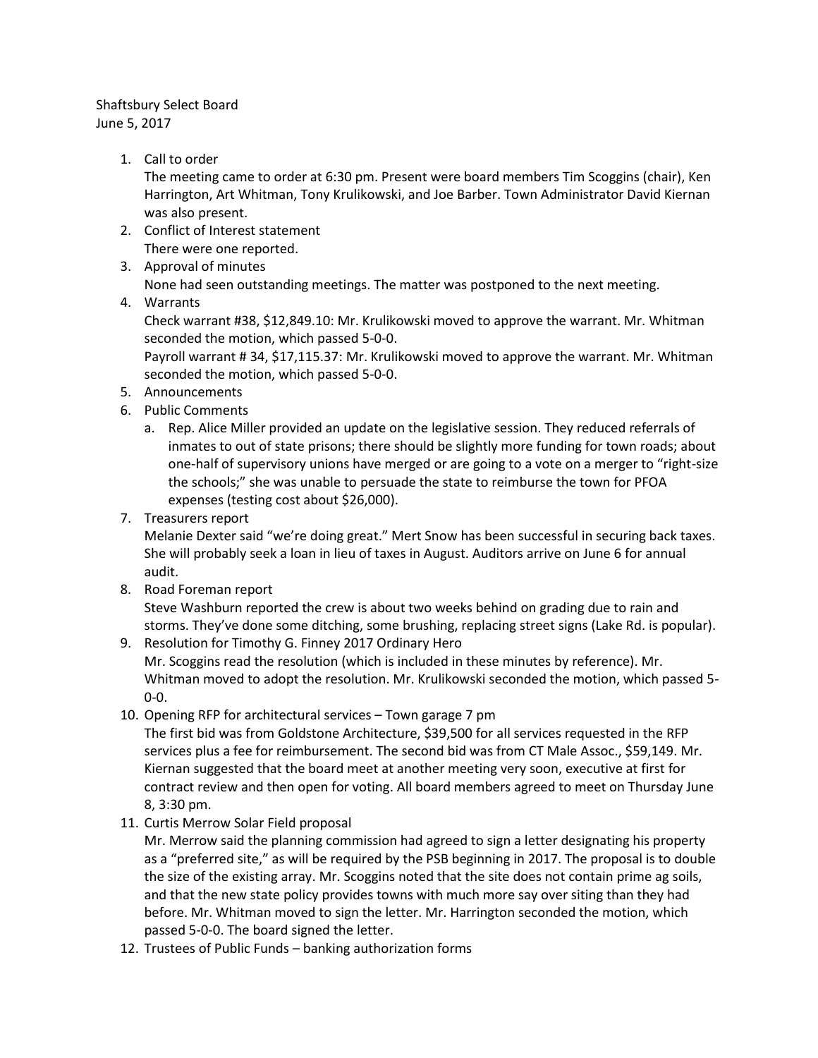Shaftsbury Select Board
June 5, 2017

1. Call to order
   The meeting came to order at 6:30 pm. Present were board members Tim Scoggins (chair), Ken Harrington, Art Whitman, Tony Krulikowski, and Joe Barber. Town Administrator David Kiernan was also present.
2. Conflict of Interest statement
   There were one reported.
3. Approval of minutes
   None had seen outstanding meetings. The matter was postponed to the next meeting.
4. Warrants
   Check warrant #38, $12,849.10: Mr. Krulikowski moved to approve the warrant. Mr. Whitman seconded the motion, which passed 5-0-0.
   Payroll warrant # 34, $17,115.37: Mr. Krulikowski moved to approve the warrant. Mr. Whitman seconded the motion, which passed 5-0-0.
5. Announcements
6. Public Comments
   a. Rep. Alice Miller provided an update on the legislative session. They reduced referrals of inmates to out of state prisons; there should be slightly more funding for town roads; about one-half of supervisory unions have merged or are going to a vote on a merger to "right-size the schools;" she was unable to persuade the state to reimburse the town for PFOA expenses (testing cost about $26,000).
7. Treasurers report
   Melanie Dexter said "we're doing great." Mert Snow has been successful in securing back taxes. She will probably seek a loan in lieu of taxes in August. Auditors arrive on June 6 for annual audit.
8. Road Foreman report
   Steve Washburn reported the crew is about two weeks behind on grading due to rain and storms. They've done some ditching, some brushing, replacing street signs (Lake Rd. is popular).
9. Resolution for Timothy G. Finney 2017 Ordinary Hero
   Mr. Scoggins read the resolution (which is included in these minutes by reference). Mr. Whitman moved to adopt the resolution. Mr. Krulikowski seconded the motion, which passed 5-0-0.
10. Opening RFP for architectural services – Town garage 7 pm
    The first bid was from Goldstone Architecture, $39,500 for all services requested in the RFP services plus a fee for reimbursement. The second bid was from CT Male Assoc., $59,149. Mr. Kiernan suggested that the board meet at another meeting very soon, executive at first for contract review and then open for voting. All board members agreed to meet on Thursday June 8, 3:30 pm.
11. Curtis Merrow Solar Field proposal
    Mr. Merrow said the planning commission had agreed to sign a letter designating his property as a "preferred site," as will be required by the PSB beginning in 2017. The proposal is to double the size of the existing array. Mr. Scoggins noted that the site does not contain prime ag soils, and that the new state policy provides towns with much more say over siting than they had before. Mr. Whitman moved to sign the letter. Mr. Harrington seconded the motion, which passed 5-0-0. The board signed the letter.
12. Trustees of Public Funds – banking authorization forms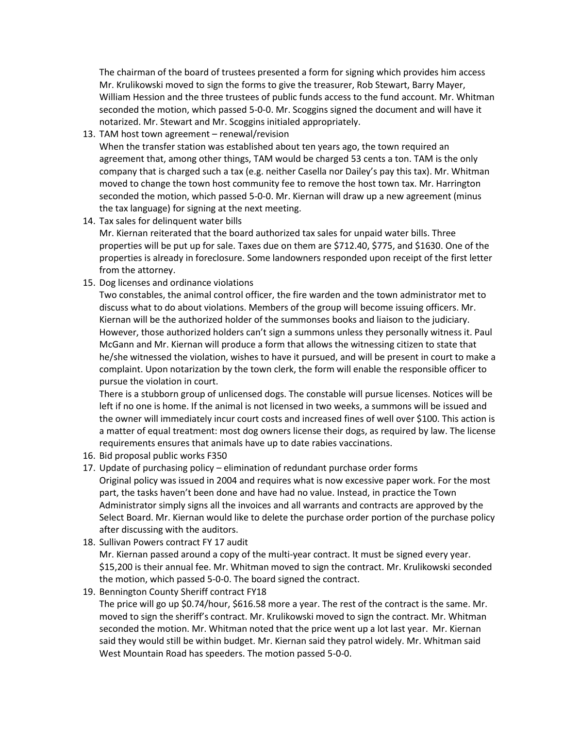The chairman of the board of trustees presented a form for signing which provides him access Mr. Krulikowski moved to sign the forms to give the treasurer, Rob Stewart, Barry Mayer, William Hession and the three trustees of public funds access to the fund account. Mr. Whitman seconded the motion, which passed 5-0-0. Mr. Scoggins signed the document and will have it notarized. Mr. Stewart and Mr. Scoggins initialed appropriately.

13. TAM host town agreement – renewal/revision
    When the transfer station was established about ten years ago, the town required an agreement that, among other things, TAM would be charged 53 cents a ton. TAM is the only company that is charged such a tax (e.g. neither Casella nor Dailey's pay this tax). Mr. Whitman moved to change the town host community fee to remove the host town tax. Mr. Harrington seconded the motion, which passed 5-0-0. Mr. Kiernan will draw up a new agreement (minus the tax language) for signing at the next meeting.
14. Tax sales for delinquent water bills
    Mr. Kiernan reiterated that the board authorized tax sales for unpaid water bills. Three properties will be put up for sale. Taxes due on them are $712.40, $775, and $1630. One of the properties is already in foreclosure. Some landowners responded upon receipt of the first letter from the attorney.
15. Dog licenses and ordinance violations
    Two constables, the animal control officer, the fire warden and the town administrator met to discuss what to do about violations. Members of the group will become issuing officers. Mr. Kiernan will be the authorized holder of the summonses books and liaison to the judiciary. However, those authorized holders can't sign a summons unless they personally witness it. Paul McGann and Mr. Kiernan will produce a form that allows the witnessing citizen to state that he/she witnessed the violation, wishes to have it pursued, and will be present in court to make a complaint. Upon notarization by the town clerk, the form will enable the responsible officer to pursue the violation in court.
    There is a stubborn group of unlicensed dogs. The constable will pursue licenses. Notices will be left if no one is home. If the animal is not licensed in two weeks, a summons will be issued and the owner will immediately incur court costs and increased fines of well over $100. This action is a matter of equal treatment: most dog owners license their dogs, as required by law. The license requirements ensures that animals have up to date rabies vaccinations.
16. Bid proposal public works F350
17. Update of purchasing policy – elimination of redundant purchase order forms
    Original policy was issued in 2004 and requires what is now excessive paper work. For the most part, the tasks haven't been done and have had no value. Instead, in practice the Town Administrator simply signs all the invoices and all warrants and contracts are approved by the Select Board. Mr. Kiernan would like to delete the purchase order portion of the purchase policy after discussing with the auditors.
18. Sullivan Powers contract FY 17 audit
    Mr. Kiernan passed around a copy of the multi-year contract. It must be signed every year. $15,200 is their annual fee. Mr. Whitman moved to sign the contract. Mr. Krulikowski seconded the motion, which passed 5-0-0. The board signed the contract.
19. Bennington County Sheriff contract FY18
    The price will go up $0.74/hour, $616.58 more a year. The rest of the contract is the same. Mr. moved to sign the sheriff's contract. Mr. Krulikowski moved to sign the contract. Mr. Whitman seconded the motion. Mr. Whitman noted that the price went up a lot last year. Mr. Kiernan said they would still be within budget. Mr. Kiernan said they patrol widely. Mr. Whitman said West Mountain Road has speeders. The motion passed 5-0-0.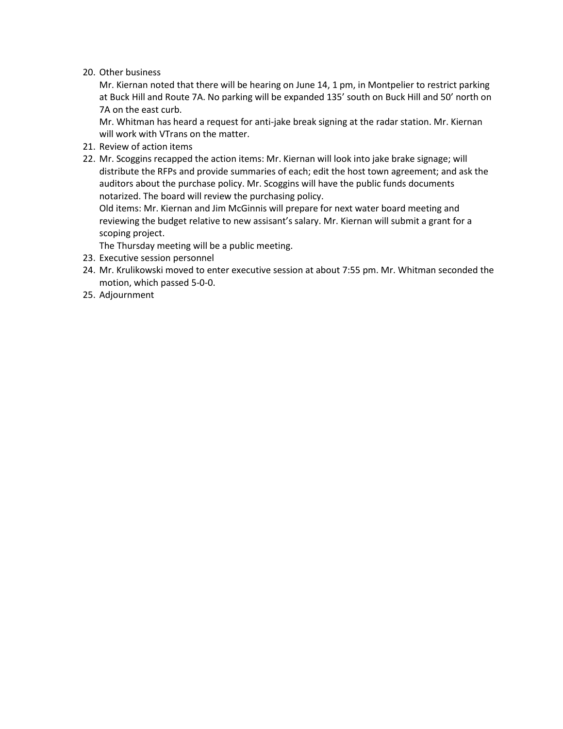20. Other business

    Mr. Kiernan noted that there will be hearing on June 14, 1 pm, in Montpelier to restrict parking at Buck Hill and Route 7A. No parking will be expanded 135' south on Buck Hill and 50' north on 7A on the east curb.

    Mr. Whitman has heard a request for anti-jake break signing at the radar station. Mr. Kiernan will work with VTrans on the matter.

21. Review of action items
22. Mr. Scoggins recapped the action items: Mr. Kiernan will look into jake brake signage; will distribute the RFPs and provide summaries of each; edit the host town agreement; and ask the auditors about the purchase policy. Mr. Scoggins will have the public funds documents notarized. The board will review the purchasing policy.

    Old items: Mr. Kiernan and Jim McGinnis will prepare for next water board meeting and reviewing the budget relative to new assisant's salary. Mr. Kiernan will submit a grant for a scoping project.

    The Thursday meeting will be a public meeting.

23. Executive session personnel
24. Mr. Krulikowski moved to enter executive session at about 7:55 pm. Mr. Whitman seconded the motion, which passed 5-0-0.
25. Adjournment